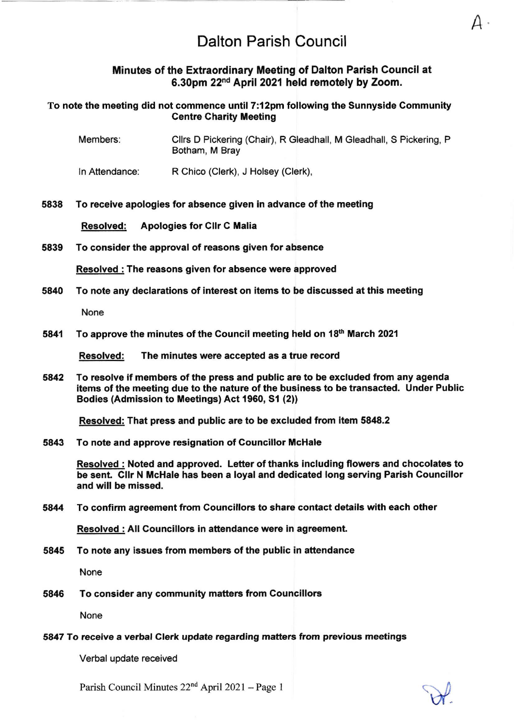A·

# Dalton Parish Council

**Minutes of the Extraordinary Meeting of Dalton Parish Council at 6.30pm 22nd April 2021 held remotely by Zoom.**

**To note the meeting did not commence until 7:12pm following the Sunnyside Community Centre Charity Meeting**

Members: Cllrs D Pickering (Chair), R Gleadhall, M Gleadhall, S Pickering, P Botham, M Bray

In Attendance: R Chico (Clerk), J Holsey (Clerk),

**5838 To receive apologies for absence given in advance of the meeting**

**Resolved: Apologies for Cllr C Malia**

**5839 To consider the approval of reasons given for absence**

**Resolved : The reasons given for absence were approved**

**5840 To note any declarations of interest on items to be discussed at this meeting**

None

**5841 To approve the minutes of the Council meeting held on 18th March 2021**

**Resolved: The minutes were accepted as a true record**

**5842 To resolve if members of the press and public are to be excluded from any agenda items of the meeting due to the nature of the business to be transacted. Under Public Bodies (Admission to Meetings) Act 1960, S1 (2))**

**Resolved: That press and public are to be excluded from item 5848.2**

**5843 To note and approve resignation of Councillor McHale**

**Resolved : Noted and approved. Letter of thanks including flowers and chocolates to be sent. Cllr N McHale has been a loyal and dedicated long serving Parish Councillor and will be missed.**

**5844 To confirm agreement from Councillors to share contact details with each other**

**Resolved : All Councillors in attendance were in agreement.**

**5845 To note any issues from members of the public in attendance**

None

**5846 To consider any community matters from Councillors**

None

***5847 To receive a verbal Clerk update regarding matters from previous meetings***

Verbal update received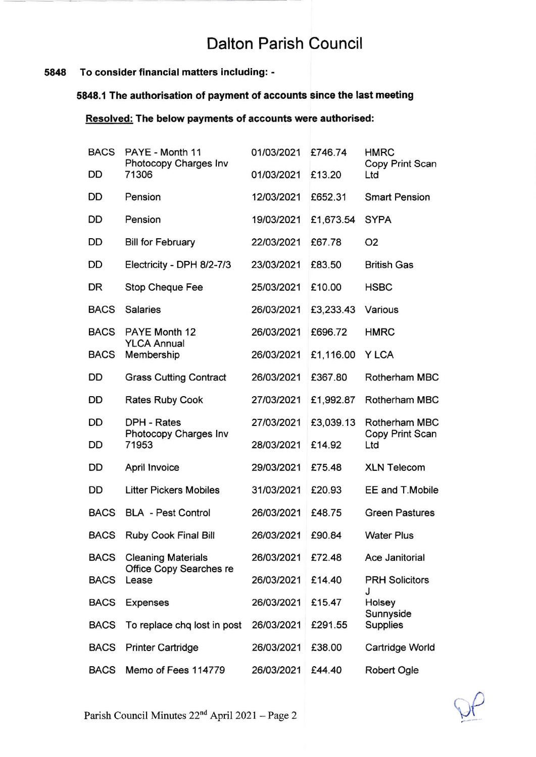# Dalton Parish Council

**5848 To consider financial matters including: -**

**5848.1 The authorisation of payment of accounts since the last meeting**

**<u>Resolved:</u> The below payments of accounts were authorised:**

| | | | | |
|---|---|---|---|---|
| BACS | PAYE - Month 11 | 01/03/2021 | £746.74 | HMRC |
| DD | Photocopy Charges Inv 71306 | 01/03/2021 | £13.20 | Copy Print Scan Ltd |
| DD | Pension | 12/03/2021 | £652.31 | Smart Pension |
| DD | Pension | 19/03/2021 | £1,673.54 | SYPA |
| DD | Bill for February | 22/03/2021 | £67.78 | O2 |
| DD | Electricity - DPH 8/2-7/3 | 23/03/2021 | £83.50 | British Gas |
| DR | Stop Cheque Fee | 25/03/2021 | £10.00 | HSBC |
| BACS | Salaries | 26/03/2021 | £3,233.43 | Various |
| BACS | PAYE Month 12 | 26/03/2021 | £696.72 | HMRC |
| BACS | YLCA Annual Membership | 26/03/2021 | £1,116.00 | Y LCA |
| DD | Grass Cutting Contract | 26/03/2021 | £367.80 | Rotherham MBC |
| DD | Rates Ruby Cook | 27/03/2021 | £1,992.87 | Rotherham MBC |
| DD | DPH - Rates | 27/03/2021 | £3,039.13 | Rotherham MBC |
| DD | Photocopy Charges Inv 71953 | 28/03/2021 | £14.92 | Copy Print Scan Ltd |
| DD | April Invoice | 29/03/2021 | £75.48 | XLN Telecom |
| DD | Litter Pickers Mobiles | 31/03/2021 | £20.93 | EE and T.Mobile |
| BACS | BLA - Pest Control | 26/03/2021 | £48.75 | Green Pastures |
| BACS | Ruby Cook Final Bill | 26/03/2021 | £90.84 | Water Plus |
| BACS | Cleaning Materials | 26/03/2021 | £72.48 | Ace Janitorial |
| BACS | Office Copy Searches re Lease | 26/03/2021 | £14.40 | PRH Solicitors |
| BACS | Expenses | 26/03/2021 | £15.47 | J Holsey |
| BACS | To replace chq lost in post | 26/03/2021 | £291.55 | Sunnyside Supplies |
| BACS | Printer Cartridge | 26/03/2021 | £38.00 | Cartridge World |
| BACS | Memo of Fees 114779 | 26/03/2021 | £44.40 | Robert Ogle |

Parish Council Minutes 22nd April 2021 – Page 2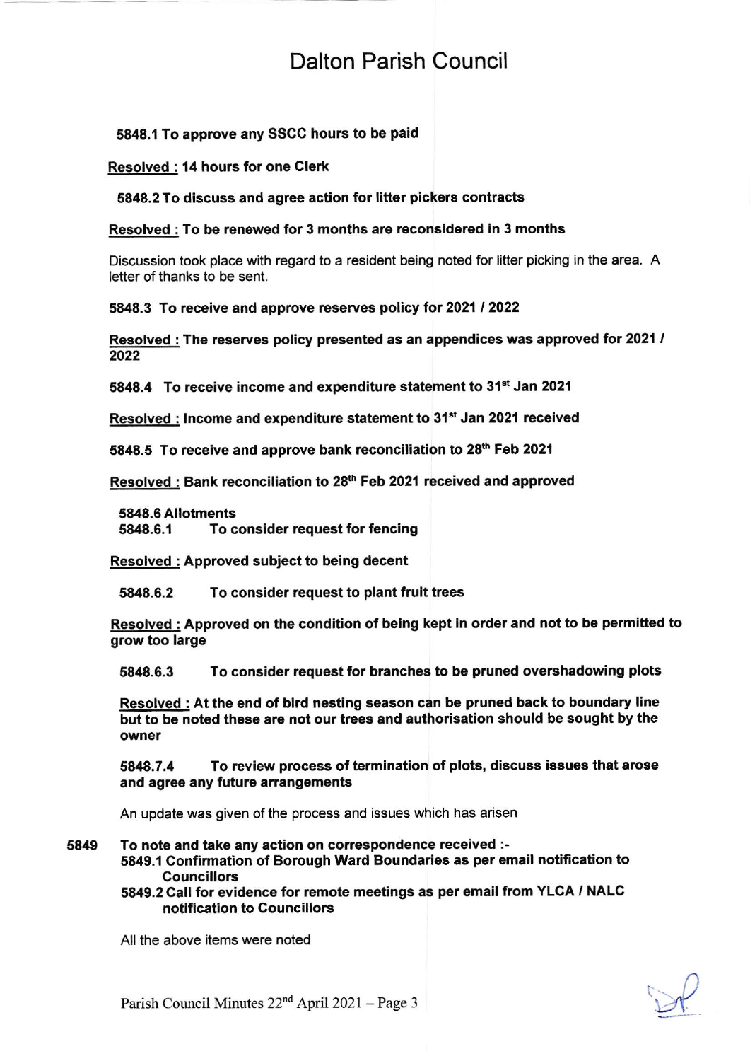# Dalton Parish Council

**5848.1 To approve any SSCC hours to be paid**

**Resolved : 14 hours for one Clerk**

**5848.2 To discuss and agree action for litter pickers contracts**

**Resolved : To be renewed for 3 months are reconsidered in 3 months**

Discussion took place with regard to a resident being noted for litter picking in the area. A letter of thanks to be sent.

**5848.3 To receive and approve reserves policy for 2021 / 2022**

**Resolved : The reserves policy presented as an appendices was approved for 2021 / 2022**

**5848.4 To receive income and expenditure statement to 31st Jan 2021**

**Resolved : Income and expenditure statement to 31st Jan 2021 received**

**5848.5 To receive and approve bank reconciliation to 28th Feb 2021**

**Resolved : Bank reconciliation to 28th Feb 2021 received and approved**

**5848.6 Allotments**
**5848.6.1 To consider request for fencing**

**Resolved : Approved subject to being decent**

**5848.6.2 To consider request to plant fruit trees**

**Resolved : Approved on the condition of being kept in order and not to be permitted to grow too large**

**5848.6.3 To consider request for branches to be pruned overshadowing plots**

**Resolved : At the end of bird nesting season can be pruned back to boundary line but to be noted these are not our trees and authorisation should be sought by the owner**

**5848.7.4 To review process of termination of plots, discuss issues that arose and agree any future arrangements**

An update was given of the process and issues which has arisen

**5849 To note and take any action on correspondence received :-**
**5849.1 Confirmation of Borough Ward Boundaries as per email notification to Councillors**
**5849.2 Call for evidence for remote meetings as per email from YLCA / NALC notification to Councillors**

All the above items were noted

Parish Council Minutes 22nd April 2021 – Page 3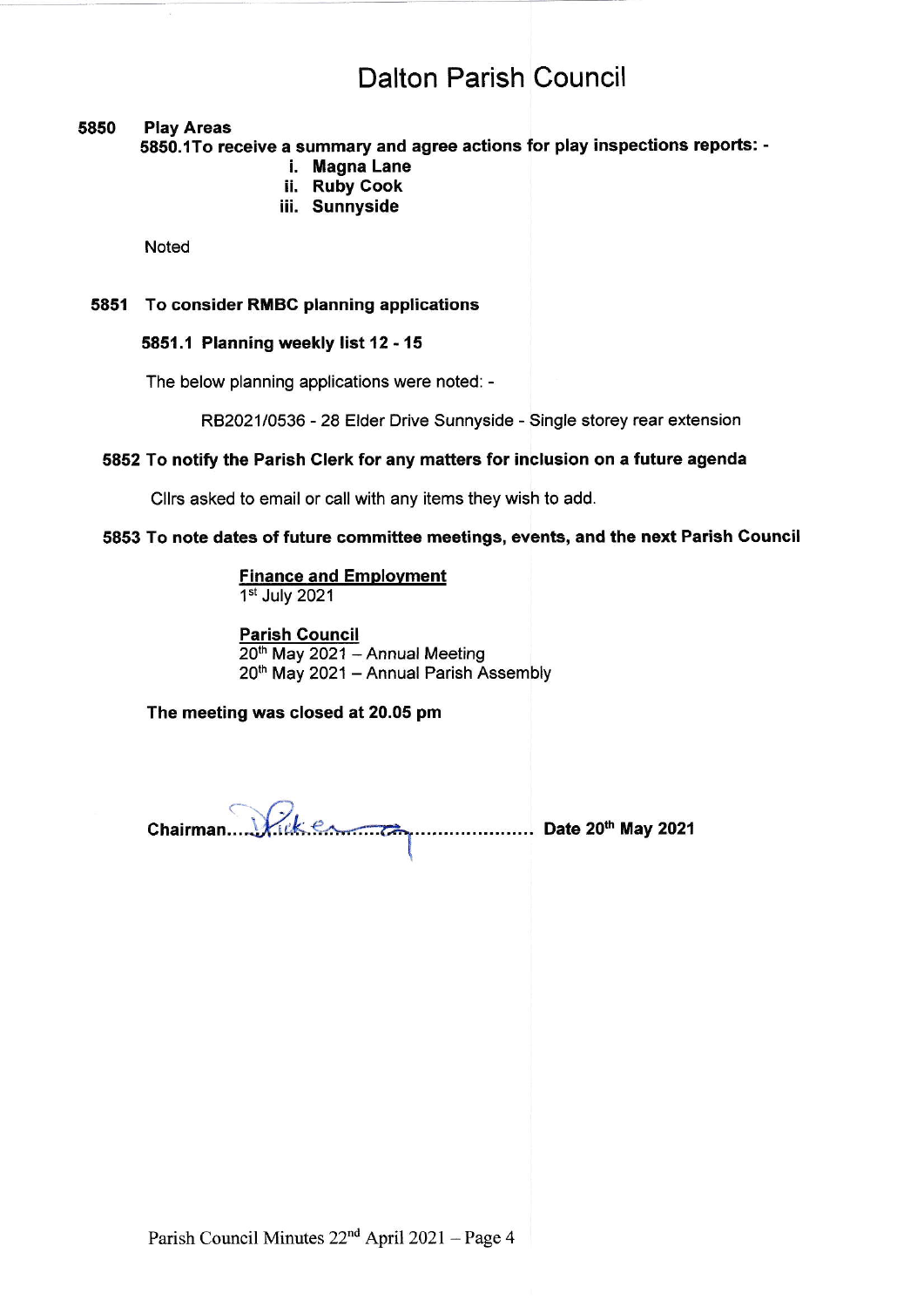# Dalton Parish Council

**5850 Play Areas**

**5850.1 To receive a summary and agree actions for play inspections reports: -**

- **i. Magna Lane**
- **ii. Ruby Cook**
- **iii. Sunnyside**

Noted

**5851 To consider RMBC planning applications**

**5851.1 Planning weekly list 12 - 15**

The below planning applications were noted: -

RB2021/0536 - 28 Elder Drive Sunnyside - Single storey rear extension

**5852 To notify the Parish Clerk for any matters for inclusion on a future agenda**

Cllrs asked to email or call with any items they wish to add.

**5853 To note dates of future committee meetings, events, and the next Parish Council**

Finance and Employment
1st July 2021

Parish Council
20th May 2021 – Annual Meeting
20th May 2021 – Annual Parish Assembly

**The meeting was closed at 20.05 pm**

**Chairman**......................................... **Date 20th May 2021**